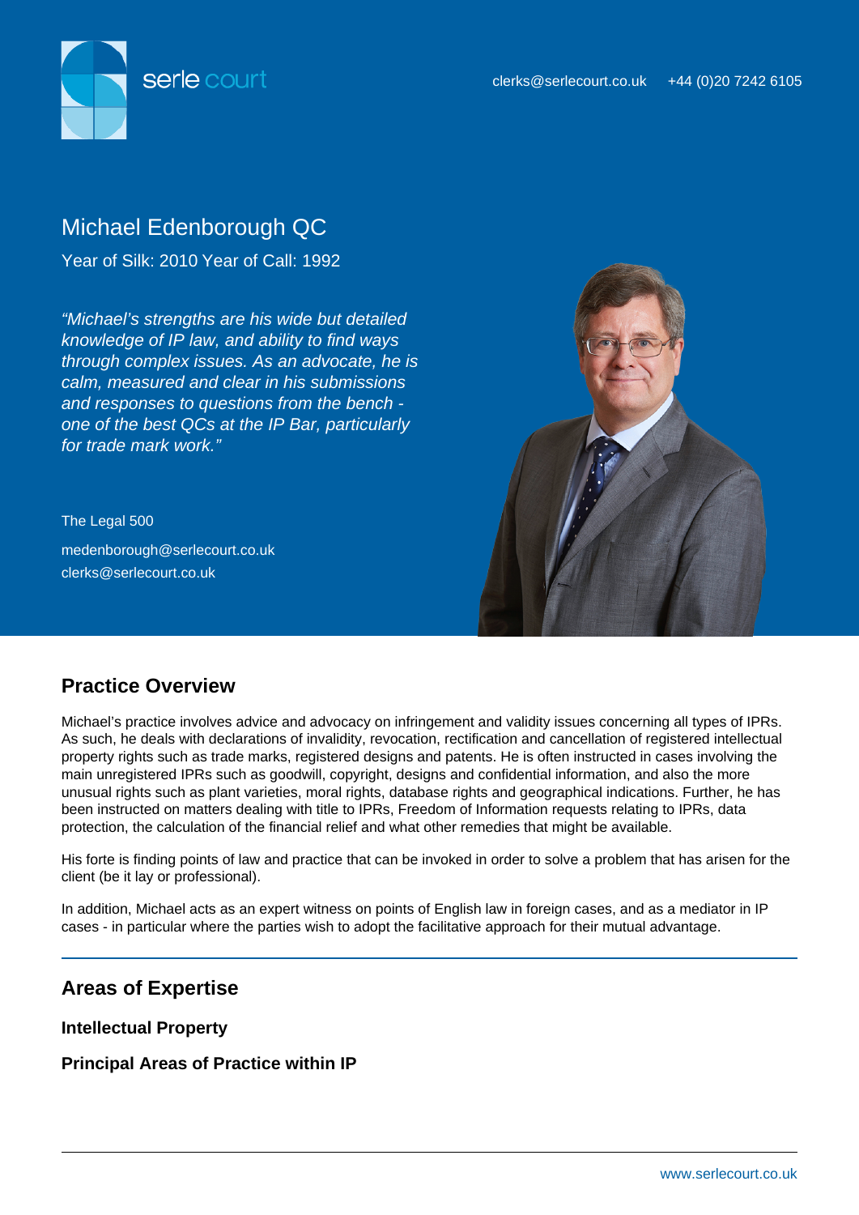serle court

clerks@serlecourt.co.uk +44 (0)20 7242 6105

# Michael Edenborough QC

Year of Silk: 2010 Year of Call: 1992

*"Michael's strengths are his wide but detailed knowledge of IP law, and ability to find ways through complex issues. As an advocate, he is calm, measured and clear in his submissions and responses to questions from the bench - one of the best QCs at the IP Bar, particularly for trade mark work."*

The Legal 500

medenborough@serlecourt.co.uk
clerks@serlecourt.co.uk

## Practice Overview

Michael's practice involves advice and advocacy on infringement and validity issues concerning all types of IPRs. As such, he deals with declarations of invalidity, revocation, rectification and cancellation of registered intellectual property rights such as trade marks, registered designs and patents. He is often instructed in cases involving the main unregistered IPRs such as goodwill, copyright, designs and confidential information, and also the more unusual rights such as plant varieties, moral rights, database rights and geographical indications. Further, he has been instructed on matters dealing with title to IPRs, Freedom of Information requests relating to IPRs, data protection, the calculation of the financial relief and what other remedies that might be available.

His forte is finding points of law and practice that can be invoked in order to solve a problem that has arisen for the client (be it lay or professional).

In addition, Michael acts as an expert witness on points of English law in foreign cases, and as a mediator in IP cases - in particular where the parties wish to adopt the facilitative approach for their mutual advantage.

## Areas of Expertise

### Intellectual Property

### Principal Areas of Practice within IP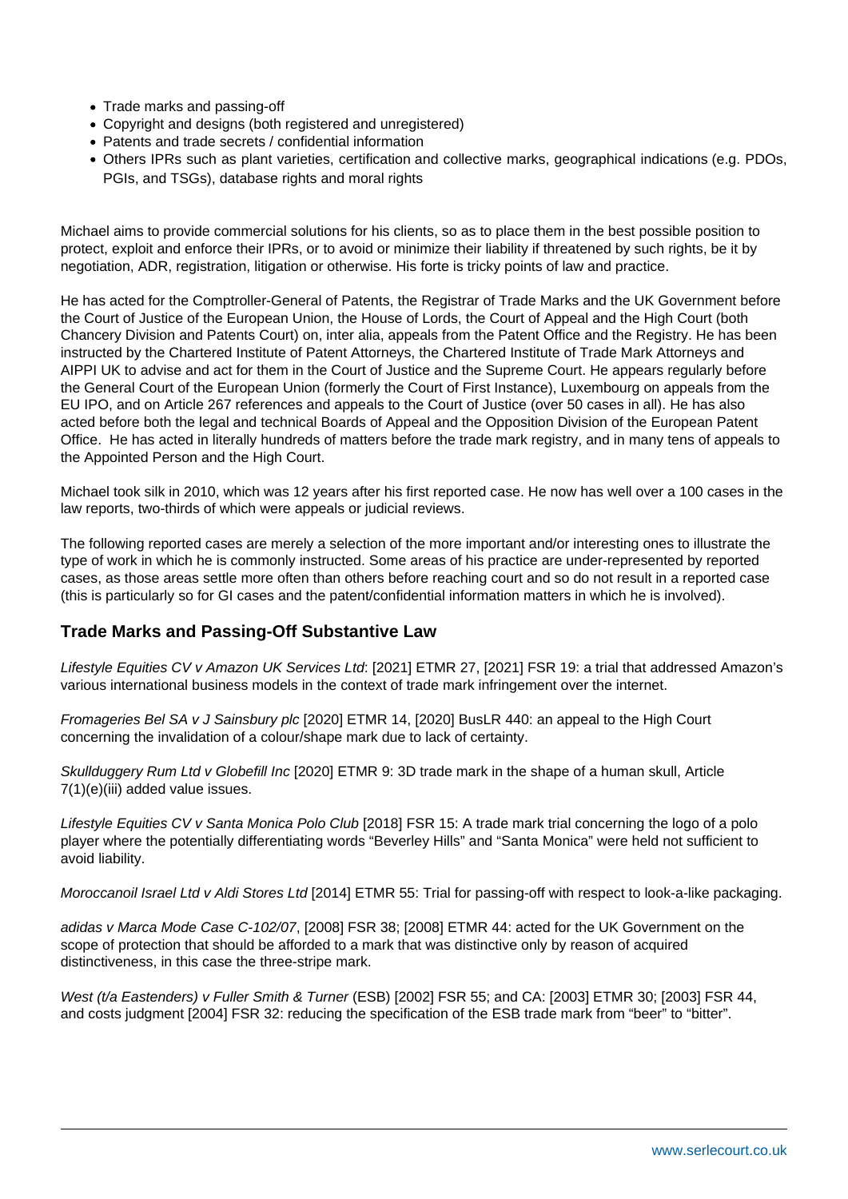- Trade marks and passing-off
- Copyright and designs (both registered and unregistered)
- Patents and trade secrets / confidential information
- Others IPRs such as plant varieties, certification and collective marks, geographical indications (e.g. PDOs, PGIs, and TSGs), database rights and moral rights

Michael aims to provide commercial solutions for his clients, so as to place them in the best possible position to protect, exploit and enforce their IPRs, or to avoid or minimize their liability if threatened by such rights, be it by negotiation, ADR, registration, litigation or otherwise. His forte is tricky points of law and practice.

He has acted for the Comptroller-General of Patents, the Registrar of Trade Marks and the UK Government before the Court of Justice of the European Union, the House of Lords, the Court of Appeal and the High Court (both Chancery Division and Patents Court) on, inter alia, appeals from the Patent Office and the Registry. He has been instructed by the Chartered Institute of Patent Attorneys, the Chartered Institute of Trade Mark Attorneys and AIPPI UK to advise and act for them in the Court of Justice and the Supreme Court. He appears regularly before the General Court of the European Union (formerly the Court of First Instance), Luxembourg on appeals from the EU IPO, and on Article 267 references and appeals to the Court of Justice (over 50 cases in all). He has also acted before both the legal and technical Boards of Appeal and the Opposition Division of the European Patent Office. He has acted in literally hundreds of matters before the trade mark registry, and in many tens of appeals to the Appointed Person and the High Court.

Michael took silk in 2010, which was 12 years after his first reported case. He now has well over a 100 cases in the law reports, two-thirds of which were appeals or judicial reviews.

The following reported cases are merely a selection of the more important and/or interesting ones to illustrate the type of work in which he is commonly instructed. Some areas of his practice are under-represented by reported cases, as those areas settle more often than others before reaching court and so do not result in a reported case (this is particularly so for GI cases and the patent/confidential information matters in which he is involved).

## Trade Marks and Passing-Off Substantive Law

*Lifestyle Equities CV v Amazon UK Services Ltd*: [2021] ETMR 27, [2021] FSR 19: a trial that addressed Amazon's various international business models in the context of trade mark infringement over the internet.

*Fromageries Bel SA v J Sainsbury plc* [2020] ETMR 14, [2020] BusLR 440: an appeal to the High Court concerning the invalidation of a colour/shape mark due to lack of certainty.

*Skullduggery Rum Ltd v Globefill Inc* [2020] ETMR 9: 3D trade mark in the shape of a human skull, Article 7(1)(e)(iii) added value issues.

*Lifestyle Equities CV v Santa Monica Polo Club* [2018] FSR 15: A trade mark trial concerning the logo of a polo player where the potentially differentiating words "Beverley Hills" and "Santa Monica" were held not sufficient to avoid liability.

*Moroccanoil Israel Ltd v Aldi Stores Ltd* [2014] ETMR 55: Trial for passing-off with respect to look-a-like packaging.

*adidas v Marca Mode Case C-102/07*, [2008] FSR 38; [2008] ETMR 44: acted for the UK Government on the scope of protection that should be afforded to a mark that was distinctive only by reason of acquired distinctiveness, in this case the three-stripe mark.

*West (t/a Eastenders) v Fuller Smith & Turner* (ESB) [2002] FSR 55; and CA: [2003] ETMR 30; [2003] FSR 44, and costs judgment [2004] FSR 32: reducing the specification of the ESB trade mark from "beer" to "bitter".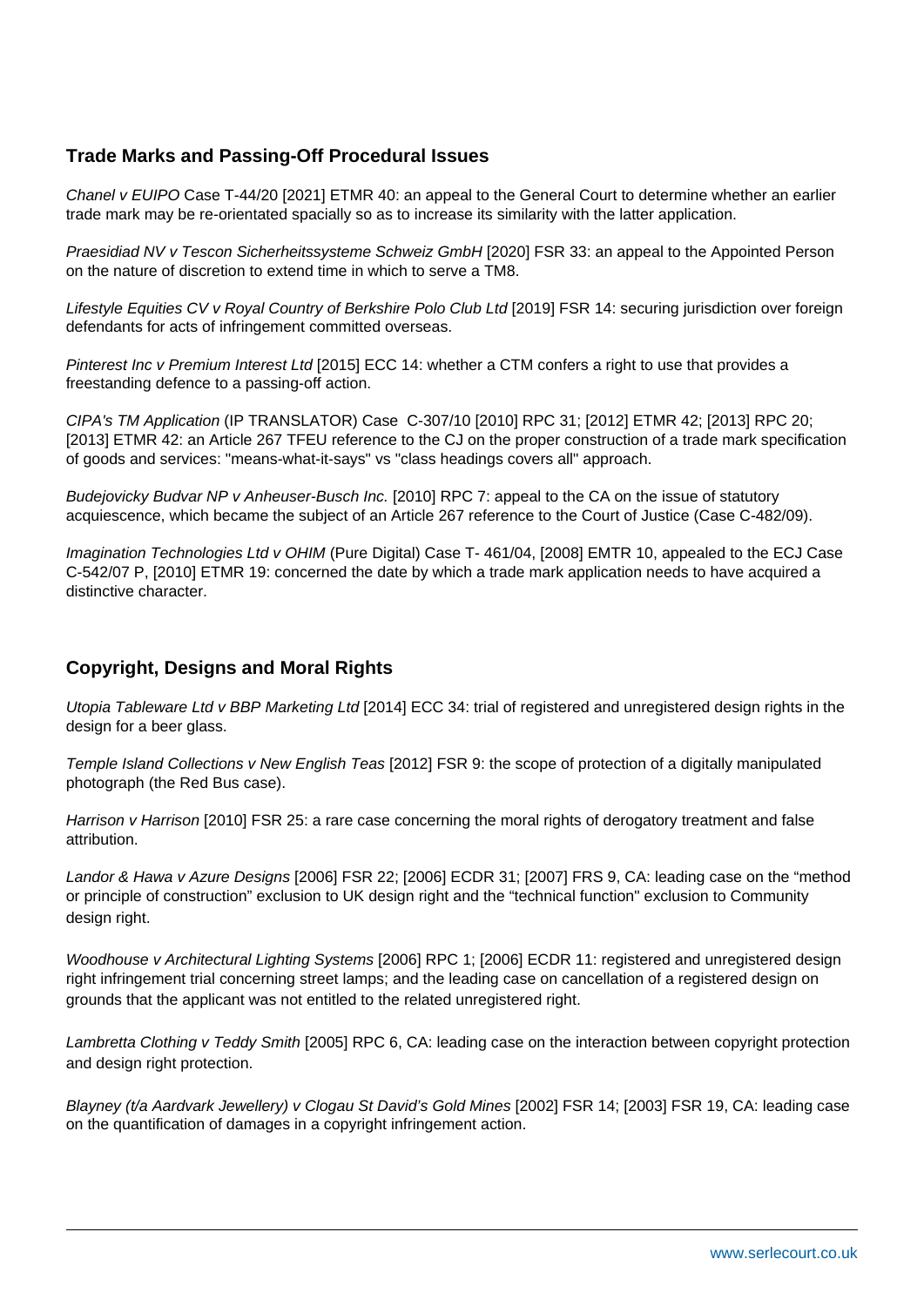## Trade Marks and Passing-Off Procedural Issues

*Chanel v EUIPO* Case T-44/20 [2021] ETMR 40: an appeal to the General Court to determine whether an earlier trade mark may be re-orientated spacially so as to increase its similarity with the latter application.

*Praesidiad NV v Tescon Sicherheitssysteme Schweiz GmbH* [2020] FSR 33: an appeal to the Appointed Person on the nature of discretion to extend time in which to serve a TM8.

*Lifestyle Equities CV v Royal Country of Berkshire Polo Club Ltd* [2019] FSR 14: securing jurisdiction over foreign defendants for acts of infringement committed overseas.

*Pinterest Inc v Premium Interest Ltd* [2015] ECC 14: whether a CTM confers a right to use that provides a freestanding defence to a passing-off action.

*CIPA's TM Application* (IP TRANSLATOR) Case C-307/10 [2010] RPC 31; [2012] ETMR 42; [2013] RPC 20; [2013] ETMR 42: an Article 267 TFEU reference to the CJ on the proper construction of a trade mark specification of goods and services: "means-what-it-says" vs "class headings covers all" approach.

*Budejovicky Budvar NP v Anheuser-Busch Inc.* [2010] RPC 7: appeal to the CA on the issue of statutory acquiescence, which became the subject of an Article 267 reference to the Court of Justice (Case C-482/09).

*Imagination Technologies Ltd v OHIM* (Pure Digital) Case T- 461/04, [2008] EMTR 10, appealed to the ECJ Case C-542/07 P, [2010] ETMR 19: concerned the date by which a trade mark application needs to have acquired a distinctive character.

## Copyright, Designs and Moral Rights

*Utopia Tableware Ltd v BBP Marketing Ltd* [2014] ECC 34: trial of registered and unregistered design rights in the design for a beer glass.

*Temple Island Collections v New English Teas* [2012] FSR 9: the scope of protection of a digitally manipulated photograph (the Red Bus case).

*Harrison v Harrison* [2010] FSR 25: a rare case concerning the moral rights of derogatory treatment and false attribution.

*Landor & Hawa v Azure Designs* [2006] FSR 22; [2006] ECDR 31; [2007] FRS 9, CA: leading case on the “method or principle of construction” exclusion to UK design right and the “technical function" exclusion to Community design right.

*Woodhouse v Architectural Lighting Systems* [2006] RPC 1; [2006] ECDR 11: registered and unregistered design right infringement trial concerning street lamps; and the leading case on cancellation of a registered design on grounds that the applicant was not entitled to the related unregistered right.

*Lambretta Clothing v Teddy Smith* [2005] RPC 6, CA: leading case on the interaction between copyright protection and design right protection.

*Blayney (t/a Aardvark Jewellery) v Clogau St David's Gold Mines* [2002] FSR 14; [2003] FSR 19, CA: leading case on the quantification of damages in a copyright infringement action.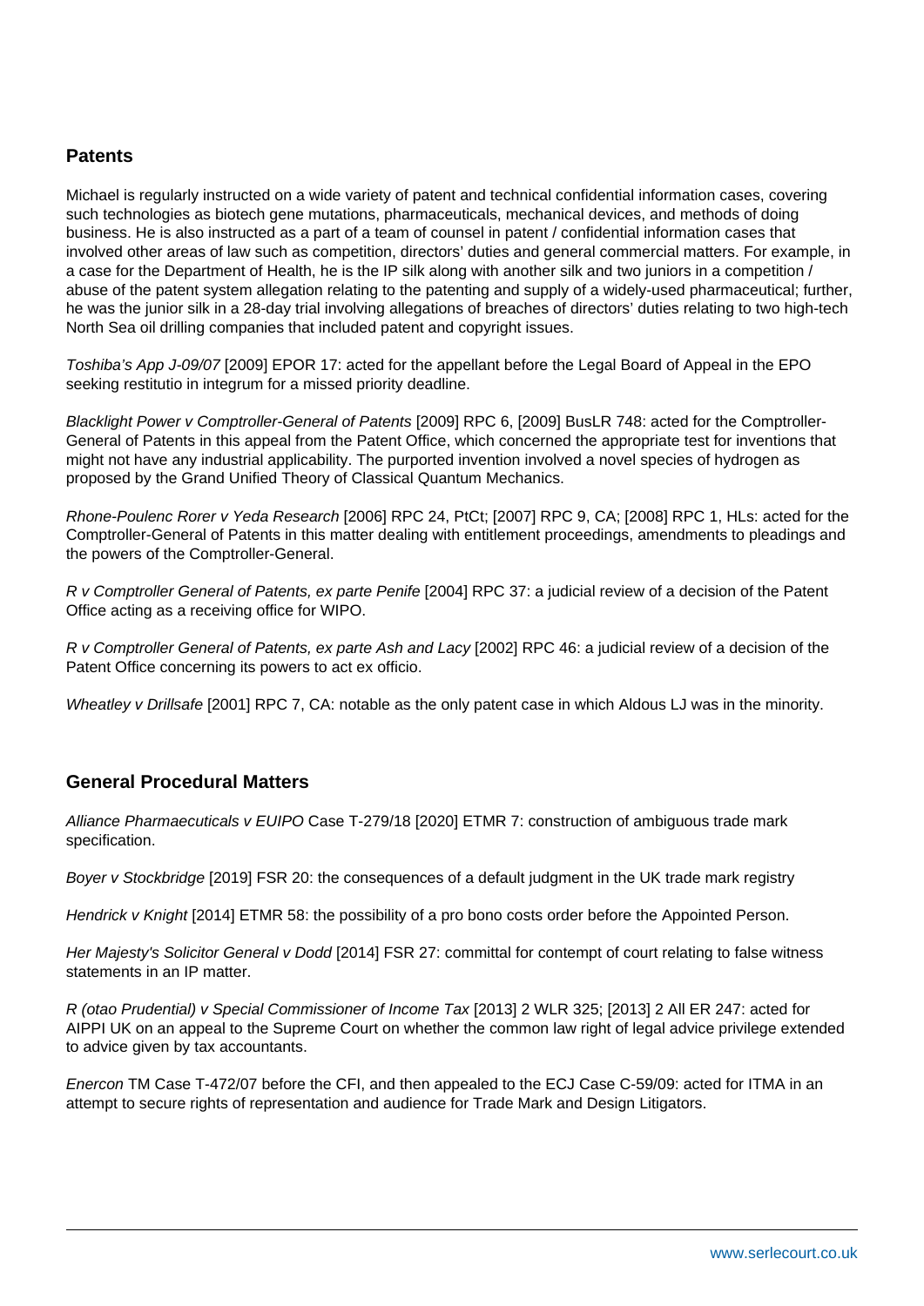## Patents

Michael is regularly instructed on a wide variety of patent and technical confidential information cases, covering such technologies as biotech gene mutations, pharmaceuticals, mechanical devices, and methods of doing business. He is also instructed as a part of a team of counsel in patent / confidential information cases that involved other areas of law such as competition, directors' duties and general commercial matters. For example, in a case for the Department of Health, he is the IP silk along with another silk and two juniors in a competition / abuse of the patent system allegation relating to the patenting and supply of a widely-used pharmaceutical; further, he was the junior silk in a 28-day trial involving allegations of breaches of directors' duties relating to two high-tech North Sea oil drilling companies that included patent and copyright issues.

*Toshiba's App J-09/07* [2009] EPOR 17: acted for the appellant before the Legal Board of Appeal in the EPO seeking restitutio in integrum for a missed priority deadline.

*Blacklight Power v Comptroller-General of Patents* [2009] RPC 6, [2009] BusLR 748: acted for the Comptroller-General of Patents in this appeal from the Patent Office, which concerned the appropriate test for inventions that might not have any industrial applicability. The purported invention involved a novel species of hydrogen as proposed by the Grand Unified Theory of Classical Quantum Mechanics.

*Rhone-Poulenc Rorer v Yeda Research* [2006] RPC 24, PtCt; [2007] RPC 9, CA; [2008] RPC 1, HLs: acted for the Comptroller-General of Patents in this matter dealing with entitlement proceedings, amendments to pleadings and the powers of the Comptroller-General.

*R v Comptroller General of Patents, ex parte Penife* [2004] RPC 37: a judicial review of a decision of the Patent Office acting as a receiving office for WIPO.

*R v Comptroller General of Patents, ex parte Ash and Lacy* [2002] RPC 46: a judicial review of a decision of the Patent Office concerning its powers to act ex officio.

*Wheatley v Drillsafe* [2001] RPC 7, CA: notable as the only patent case in which Aldous LJ was in the minority.

## General Procedural Matters

*Alliance Pharmaecuticals v EUIPO* Case T-279/18 [2020] ETMR 7: construction of ambiguous trade mark specification.

*Boyer v Stockbridge* [2019] FSR 20: the consequences of a default judgment in the UK trade mark registry

*Hendrick v Knight* [2014] ETMR 58: the possibility of a pro bono costs order before the Appointed Person.

*Her Majesty's Solicitor General v Dodd* [2014] FSR 27: committal for contempt of court relating to false witness statements in an IP matter.

*R (otao Prudential) v Special Commissioner of Income Tax* [2013] 2 WLR 325; [2013] 2 All ER 247: acted for AIPPI UK on an appeal to the Supreme Court on whether the common law right of legal advice privilege extended to advice given by tax accountants.

*Enercon* TM Case T-472/07 before the CFI, and then appealed to the ECJ Case C-59/09: acted for ITMA in an attempt to secure rights of representation and audience for Trade Mark and Design Litigators.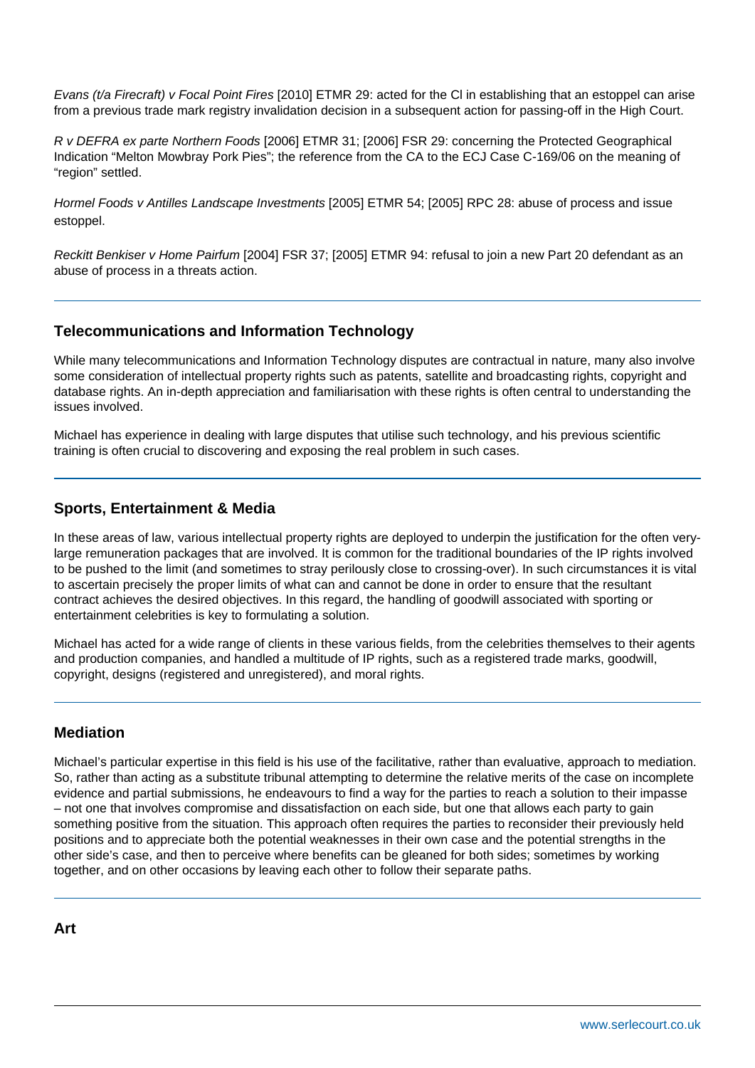*Evans (t/a Firecraft) v Focal Point Fires* [2010] ETMR 29: acted for the Cl in establishing that an estoppel can arise from a previous trade mark registry invalidation decision in a subsequent action for passing-off in the High Court.

*R v DEFRA ex parte Northern Foods* [2006] ETMR 31; [2006] FSR 29: concerning the Protected Geographical Indication "Melton Mowbray Pork Pies"; the reference from the CA to the ECJ Case C-169/06 on the meaning of "region" settled.

*Hormel Foods v Antilles Landscape Investments* [2005] ETMR 54; [2005] RPC 28: abuse of process and issue estoppel.

*Reckitt Benkiser v Home Pairfum* [2004] FSR 37; [2005] ETMR 94: refusal to join a new Part 20 defendant as an abuse of process in a threats action.

## Telecommunications and Information Technology

While many telecommunications and Information Technology disputes are contractual in nature, many also involve some consideration of intellectual property rights such as patents, satellite and broadcasting rights, copyright and database rights. An in-depth appreciation and familiarisation with these rights is often central to understanding the issues involved.

Michael has experience in dealing with large disputes that utilise such technology, and his previous scientific training is often crucial to discovering and exposing the real problem in such cases.

## Sports, Entertainment & Media

In these areas of law, various intellectual property rights are deployed to underpin the justification for the often very-large remuneration packages that are involved. It is common for the traditional boundaries of the IP rights involved to be pushed to the limit (and sometimes to stray perilously close to crossing-over). In such circumstances it is vital to ascertain precisely the proper limits of what can and cannot be done in order to ensure that the resultant contract achieves the desired objectives. In this regard, the handling of goodwill associated with sporting or entertainment celebrities is key to formulating a solution.

Michael has acted for a wide range of clients in these various fields, from the celebrities themselves to their agents and production companies, and handled a multitude of IP rights, such as a registered trade marks, goodwill, copyright, designs (registered and unregistered), and moral rights.

## Mediation

Michael's particular expertise in this field is his use of the facilitative, rather than evaluative, approach to mediation. So, rather than acting as a substitute tribunal attempting to determine the relative merits of the case on incomplete evidence and partial submissions, he endeavours to find a way for the parties to reach a solution to their impasse – not one that involves compromise and dissatisfaction on each side, but one that allows each party to gain something positive from the situation. This approach often requires the parties to reconsider their previously held positions and to appreciate both the potential weaknesses in their own case and the potential strengths in the other side's case, and then to perceive where benefits can be gleaned for both sides; sometimes by working together, and on other occasions by leaving each other to follow their separate paths.

## Art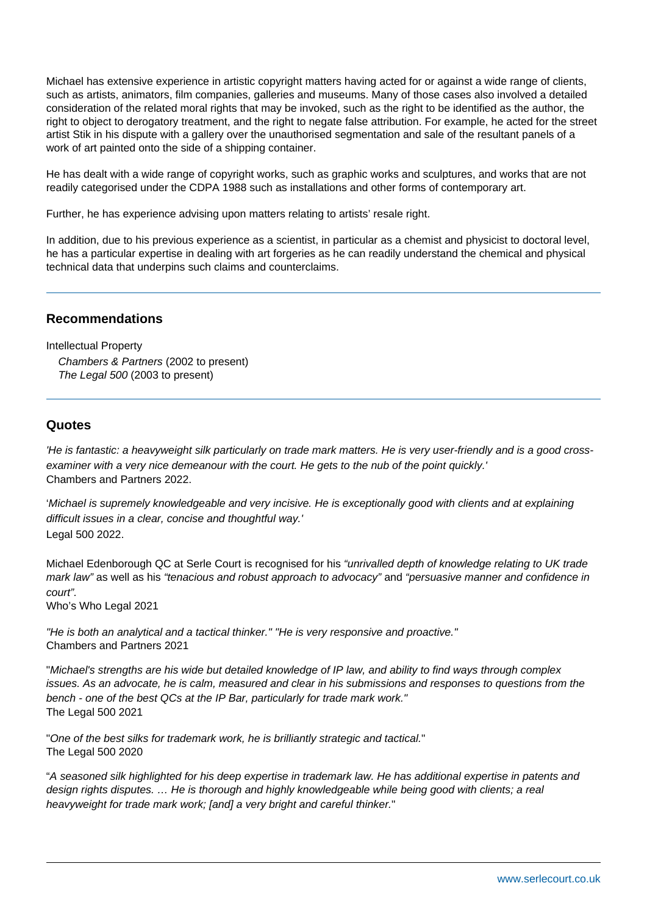Michael has extensive experience in artistic copyright matters having acted for or against a wide range of clients, such as artists, animators, film companies, galleries and museums. Many of those cases also involved a detailed consideration of the related moral rights that may be invoked, such as the right to be identified as the author, the right to object to derogatory treatment, and the right to negate false attribution. For example, he acted for the street artist Stik in his dispute with a gallery over the unauthorised segmentation and sale of the resultant panels of a work of art painted onto the side of a shipping container.

He has dealt with a wide range of copyright works, such as graphic works and sculptures, and works that are not readily categorised under the CDPA 1988 such as installations and other forms of contemporary art.

Further, he has experience advising upon matters relating to artists' resale right.

In addition, due to his previous experience as a scientist, in particular as a chemist and physicist to doctoral level, he has a particular expertise in dealing with art forgeries as he can readily understand the chemical and physical technical data that underpins such claims and counterclaims.

---

## Recommendations

Intellectual Property
*Chambers & Partners* (2002 to present)
*The Legal 500* (2003 to present)

---

## Quotes

*'He is fantastic: a heavyweight silk particularly on trade mark matters. He is very user-friendly and is a good cross-examiner with a very nice demeanour with the court. He gets to the nub of the point quickly.'*
Chambers and Partners 2022.

'*Michael is supremely knowledgeable and very incisive. He is exceptionally good with clients and at explaining difficult issues in a clear, concise and thoughtful way.'*
Legal 500 2022.

Michael Edenborough QC at Serle Court is recognised for his *"unrivalled depth of knowledge relating to UK trade mark law"* as well as his *"tenacious and robust approach to advocacy"* and *"persuasive manner and confidence in court"*.
Who's Who Legal 2021

*"He is both an analytical and a tactical thinker." "He is very responsive and proactive."*
Chambers and Partners 2021

"*Michael's strengths are his wide but detailed knowledge of IP law, and ability to find ways through complex issues. As an advocate, he is calm, measured and clear in his submissions and responses to questions from the bench - one of the best QCs at the IP Bar, particularly for trade mark work."*
The Legal 500 2021

"*One of the best silks for trademark work, he is brilliantly strategic and tactical.*"
The Legal 500 2020

"*A seasoned silk highlighted for his deep expertise in trademark law. He has additional expertise in patents and design rights disputes. … He is thorough and highly knowledgeable while being good with clients; a real heavyweight for trade mark work; [and] a very bright and careful thinker.*"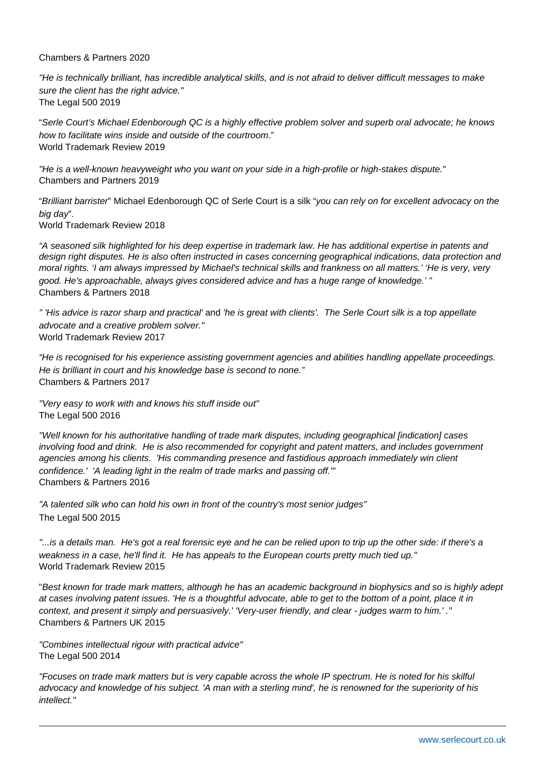Chambers & Partners 2020

*"He is technically brilliant, has incredible analytical skills, and is not afraid to deliver difficult messages to make sure the client has the right advice."*
The Legal 500 2019

"*Serle Court's Michael Edenborough QC is a highly effective problem solver and superb oral advocate; he knows how to facilitate wins inside and outside of the courtroom*."
World Trademark Review 2019

*"He is a well-known heavyweight who you want on your side in a high-profile or high-stakes dispute."*
Chambers and Partners 2019

"*Brilliant barrister*" Michael Edenborough QC of Serle Court is a silk "*you can rely on for excellent advocacy on the big day*".
World Trademark Review 2018

*"A seasoned silk highlighted for his deep expertise in trademark law. He has additional expertise in patents and design right disputes. He is also often instructed in cases concerning geographical indications, data protection and moral rights. 'I am always impressed by Michael's technical skills and frankness on all matters.' 'He is very, very good. He's approachable, always gives considered advice and has a huge range of knowledge.' "*
Chambers & Partners 2018

*" 'His advice is razor sharp and practical'* and *'he is great with clients'. The Serle Court silk is a top appellate advocate and a creative problem solver."*
World Trademark Review 2017

*"He is recognised for his experience assisting government agencies and abilities handling appellate proceedings. He is brilliant in court and his knowledge base is second to none."*
Chambers & Partners 2017

*"Very easy to work with and knows his stuff inside out"*
The Legal 500 2016

*"Well known for his authoritative handling of trade mark disputes, including geographical [indication] cases involving food and drink. He is also recommended for copyright and patent matters, and includes government agencies among his clients. 'His commanding presence and fastidious approach immediately win client confidence.' 'A leading light in the realm of trade marks and passing off.'"*
Chambers & Partners 2016

*"A talented silk who can hold his own in front of the country's most senior judges"*
The Legal 500 2015

*"...is a details man. He's got a real forensic eye and he can be relied upon to trip up the other side: if there's a weakness in a case, he'll find it. He has appeals to the European courts pretty much tied up."*
World Trademark Review 2015

"*Best known for trade mark matters, although he has an academic background in biophysics and so is highly adept at cases involving patent issues. 'He is a thoughtful advocate, able to get to the bottom of a point, place it in context, and present it simply and persuasively.' 'Very-user friendly, and clear - judges warm to him.' .*"
Chambers & Partners UK 2015

*"Combines intellectual rigour with practical advice"*
The Legal 500 2014

*"Focuses on trade mark matters but is very capable across the whole IP spectrum. He is noted for his skilful advocacy and knowledge of his subject. 'A man with a sterling mind', he is renowned for the superiority of his intellect."*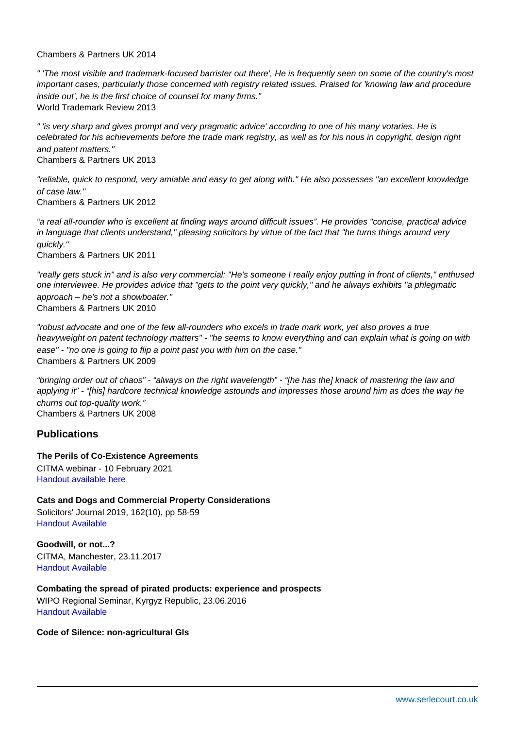Chambers & Partners UK 2014

*" 'The most visible and trademark-focused barrister out there', He is frequently seen on some of the country's most important cases, particularly those concerned with registry related issues. Praised for 'knowing law and procedure inside out', he is the first choice of counsel for many firms."*
World Trademark Review 2013

*" 'is very sharp and gives prompt and very pragmatic advice' according to one of his many votaries. He is celebrated for his achievements before the trade mark registry, as well as for his nous in copyright, design right and patent matters."*
Chambers & Partners UK 2013

*"reliable, quick to respond, very amiable and easy to get along with." He also possesses "an excellent knowledge of case law."*
Chambers & Partners UK 2012

*"a real all-rounder who is excellent at finding ways around difficult issues". He provides "concise, practical advice in language that clients understand," pleasing solicitors by virtue of the fact that "he turns things around very quickly."*
Chambers & Partners UK 2011

*"really gets stuck in" and is also very commercial: "He's someone I really enjoy putting in front of clients," enthused one interviewee. He provides advice that "gets to the point very quickly," and he always exhibits "a phlegmatic approach – he's not a showboater."*
Chambers & Partners UK 2010

*"robust advocate and one of the few all-rounders who excels in trade mark work, yet also proves a true heavyweight on patent technology matters" - "he seems to know everything and can explain what is going on with ease" - "no one is going to flip a point past you with him on the case."*
Chambers & Partners UK 2009

*"bringing order out of chaos" - "always on the right wavelength" - "[he has the] knack of mastering the law and applying it" - "[his] hardcore technical knowledge astounds and impresses those around him as does the way he churns out top-quality work."*
Chambers & Partners UK 2008

## Publications

**The Perils of Co-Existence Agreements**
CITMA webinar - 10 February 2021
Handout available here

**Cats and Dogs and Commercial Property Considerations**
Solicitors' Journal 2019, 162(10), pp 58-59
Handout Available

**Goodwill, or not...?**
CITMA, Manchester, 23.11.2017
Handout Available

**Combating the spread of pirated products: experience and prospects**
WIPO Regional Seminar, Kyrgyz Republic, 23.06.2016
Handout Available

**Code of Silence: non-agricultural GIs**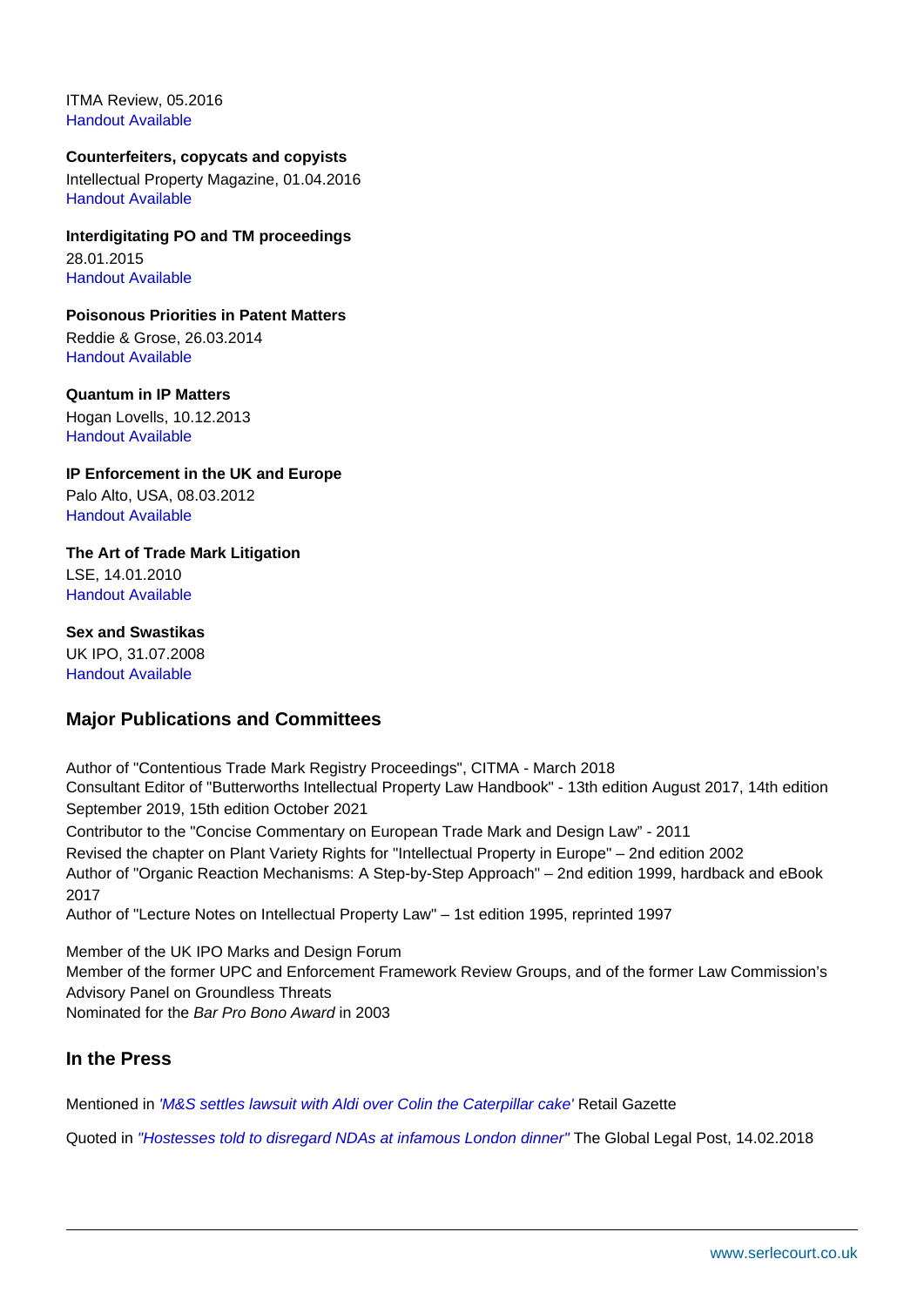ITMA Review, 05.2016
Handout Available

**Counterfeiters, copycats and copyists**
Intellectual Property Magazine, 01.04.2016
Handout Available

**Interdigitating PO and TM proceedings**
28.01.2015
Handout Available

**Poisonous Priorities in Patent Matters**
Reddie & Grose, 26.03.2014
Handout Available

**Quantum in IP Matters**
Hogan Lovells, 10.12.2013
Handout Available

**IP Enforcement in the UK and Europe**
Palo Alto, USA, 08.03.2012
Handout Available

**The Art of Trade Mark Litigation**
LSE, 14.01.2010
Handout Available

**Sex and Swastikas**
UK IPO, 31.07.2008
Handout Available

## Major Publications and Committees

Author of "Contentious Trade Mark Registry Proceedings", CITMA - March 2018
Consultant Editor of "Butterworths Intellectual Property Law Handbook" - 13th edition August 2017, 14th edition September 2019, 15th edition October 2021
Contributor to the "Concise Commentary on European Trade Mark and Design Law" - 2011
Revised the chapter on Plant Variety Rights for "Intellectual Property in Europe" – 2nd edition 2002
Author of "Organic Reaction Mechanisms: A Step-by-Step Approach" – 2nd edition 1999, hardback and eBook 2017
Author of "Lecture Notes on Intellectual Property Law" – 1st edition 1995, reprinted 1997

Member of the UK IPO Marks and Design Forum
Member of the former UPC and Enforcement Framework Review Groups, and of the former Law Commission's Advisory Panel on Groundless Threats
Nominated for the *Bar Pro Bono Award* in 2003

## In the Press

Mentioned in *'M&S settles lawsuit with Aldi over Colin the Caterpillar cake'* Retail Gazette

Quoted in *"Hostesses told to disregard NDAs at infamous London dinner"* The Global Legal Post, 14.02.2018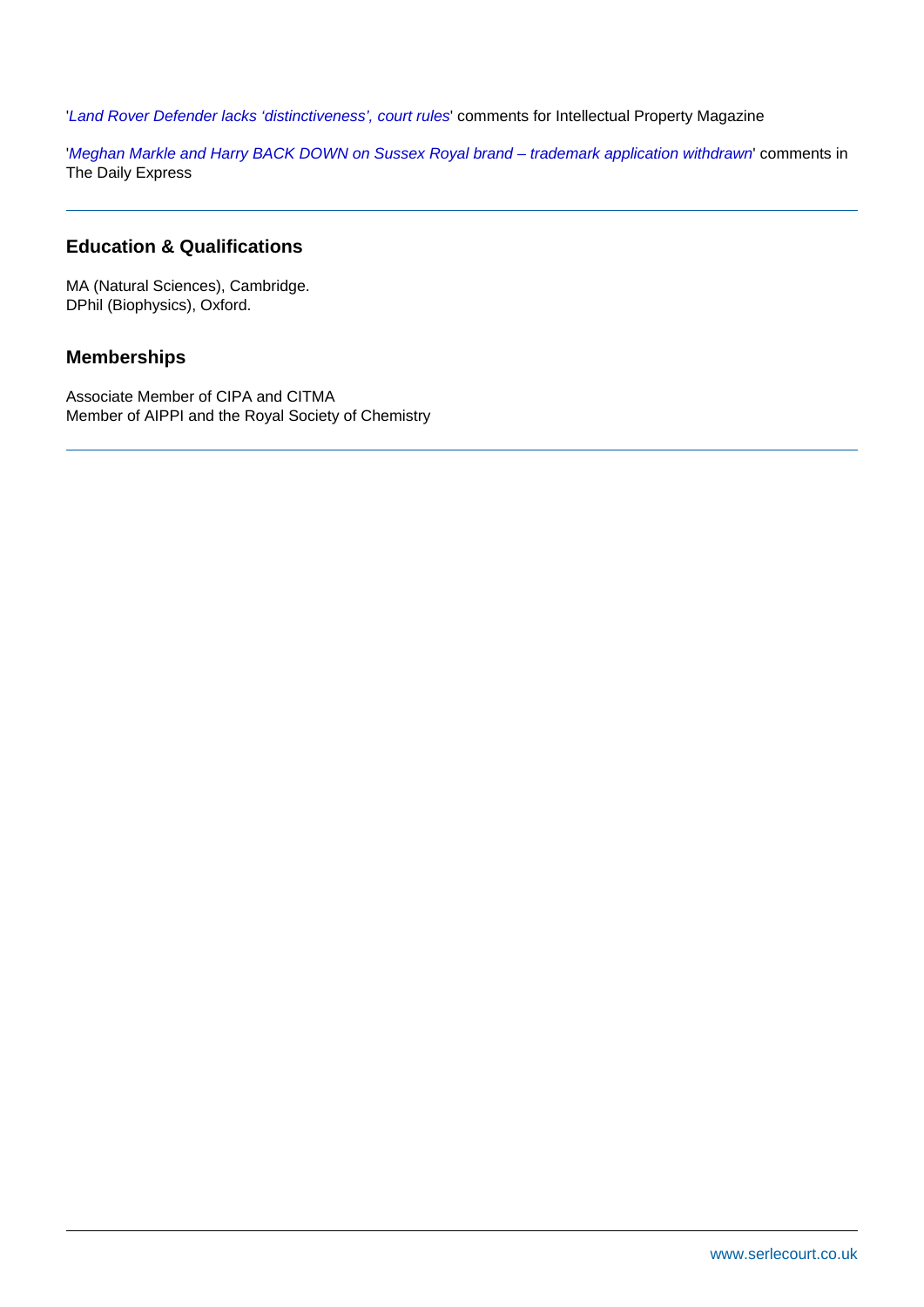'*Land Rover Defender lacks 'distinctiveness', court rules*' comments for Intellectual Property Magazine

'*Meghan Markle and Harry BACK DOWN on Sussex Royal brand – trademark application withdrawn*' comments in The Daily Express

---

## Education & Qualifications

MA (Natural Sciences), Cambridge.
DPhil (Biophysics), Oxford.

## Memberships

Associate Member of CIPA and CITMA
Member of AIPPI and the Royal Society of Chemistry

---